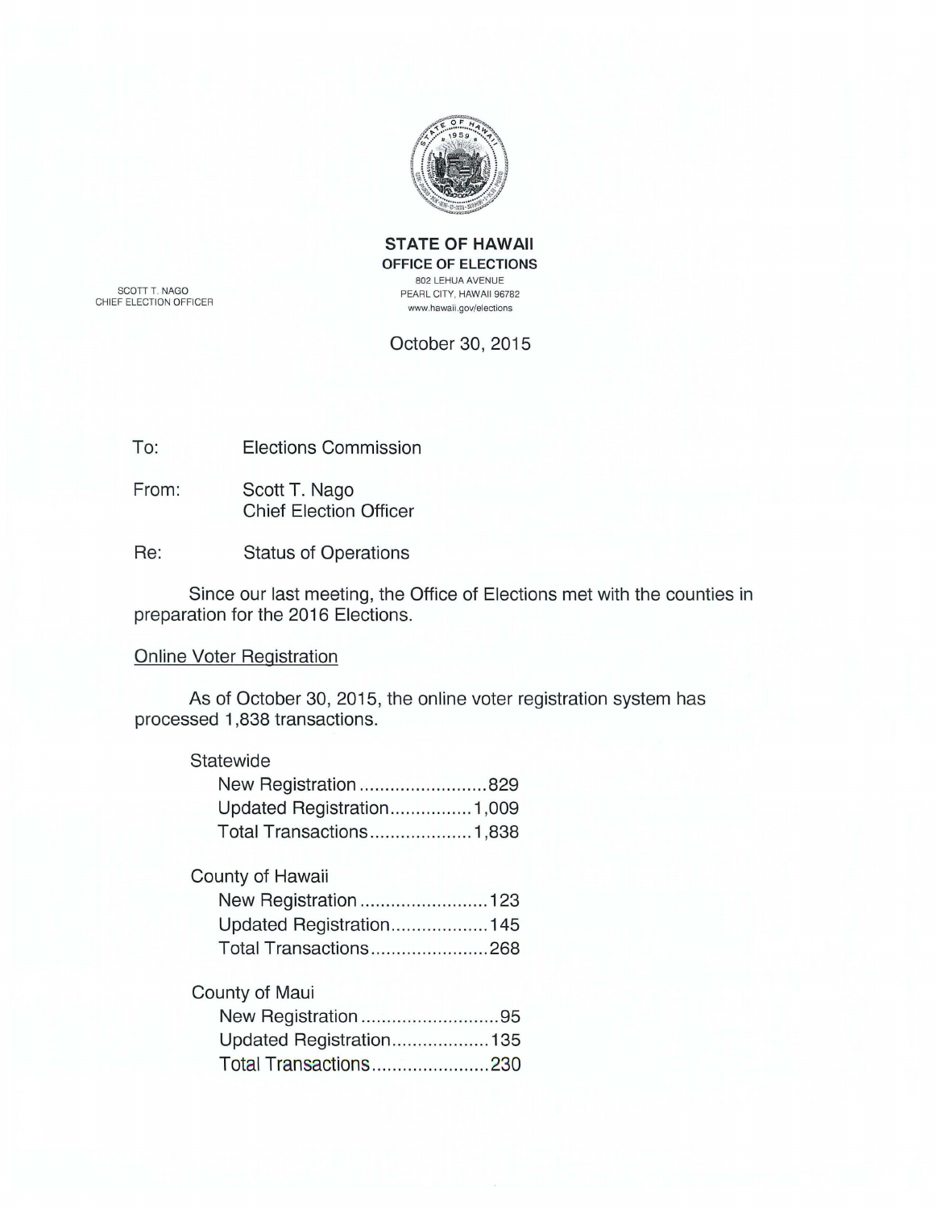**STATE OF HAWAII**
**OFFICE OF ELECTIONS**
802 LEHUA AVENUE
PEARL CITY, HAWAII 96782
www.hawaii.gov/elections

SCOTT T. NAGO
CHIEF ELECTION OFFICER

October 30, 2015

To: Elections Commission

From: Scott T. Nago
Chief Election Officer

Re: Status of Operations

Since our last meeting, the Office of Elections met with the counties in preparation for the 2016 Elections.

## Online Voter Registration

As of October 30, 2015, the online voter registration system has processed 1,838 transactions.

Statewide
- New Registration .......................... 829
- Updated Registration ................ 1,009
- Total Transactions .................... 1,838

County of Hawaii
- New Registration .......................... 123
- Updated Registration .................... 145
- Total Transactions ....................... 268

County of Maui
- New Registration ............................ 95
- Updated Registration .................... 135
- Total Transactions ....................... 230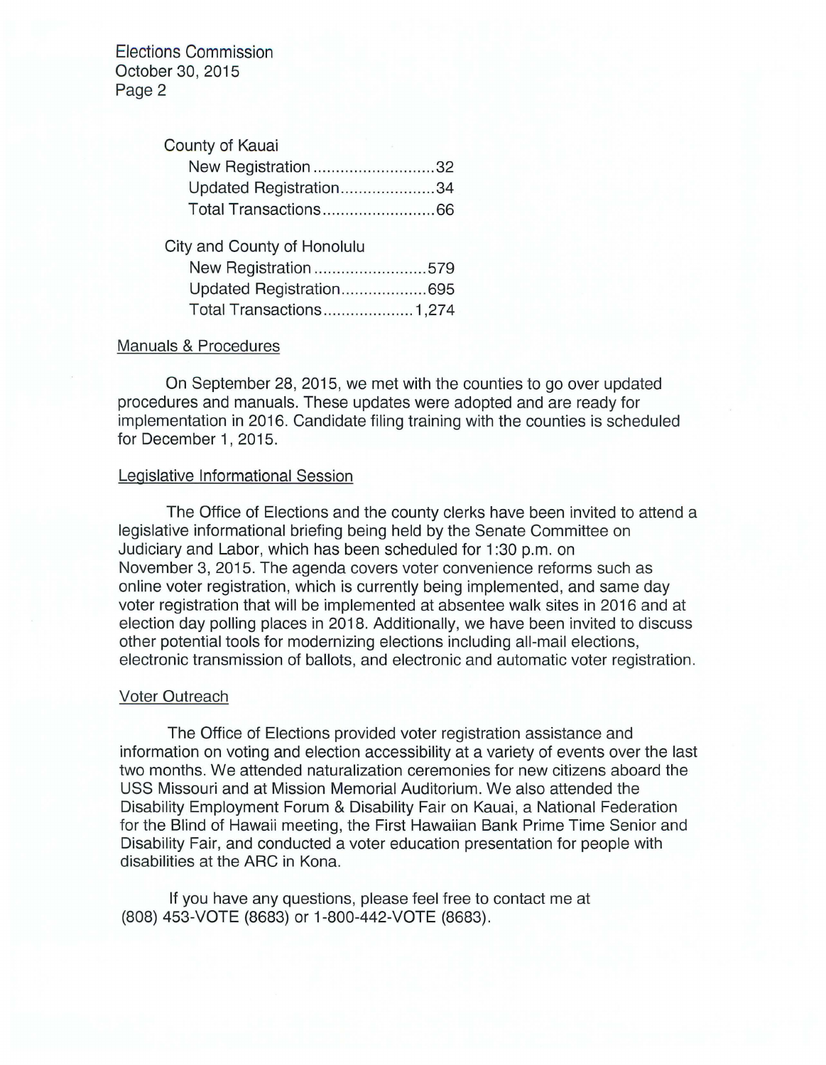County of Kauai

| | |
|---|---|
| New Registration | 32 |
| Updated Registration | 34 |
| Total Transactions | 66 |

City and County of Honolulu

| | |
|---|---|
| New Registration | 579 |
| Updated Registration | 695 |
| Total Transactions | 1,274 |

## Manuals & Procedures

On September 28, 2015, we met with the counties to go over updated procedures and manuals. These updates were adopted and are ready for implementation in 2016. Candidate filing training with the counties is scheduled for December 1, 2015.

## Legislative Informational Session

The Office of Elections and the county clerks have been invited to attend a legislative informational briefing being held by the Senate Committee on Judiciary and Labor, which has been scheduled for 1:30 p.m. on November 3, 2015. The agenda covers voter convenience reforms such as online voter registration, which is currently being implemented, and same day voter registration that will be implemented at absentee walk sites in 2016 and at election day polling places in 2018. Additionally, we have been invited to discuss other potential tools for modernizing elections including all-mail elections, electronic transmission of ballots, and electronic and automatic voter registration.

## Voter Outreach

The Office of Elections provided voter registration assistance and information on voting and election accessibility at a variety of events over the last two months. We attended naturalization ceremonies for new citizens aboard the USS Missouri and at Mission Memorial Auditorium. We also attended the Disability Employment Forum & Disability Fair on Kauai, a National Federation for the Blind of Hawaii meeting, the First Hawaiian Bank Prime Time Senior and Disability Fair, and conducted a voter education presentation for people with disabilities at the ARC in Kona.

If you have any questions, please feel free to contact me at (808) 453-VOTE (8683) or 1-800-442-VOTE (8683).